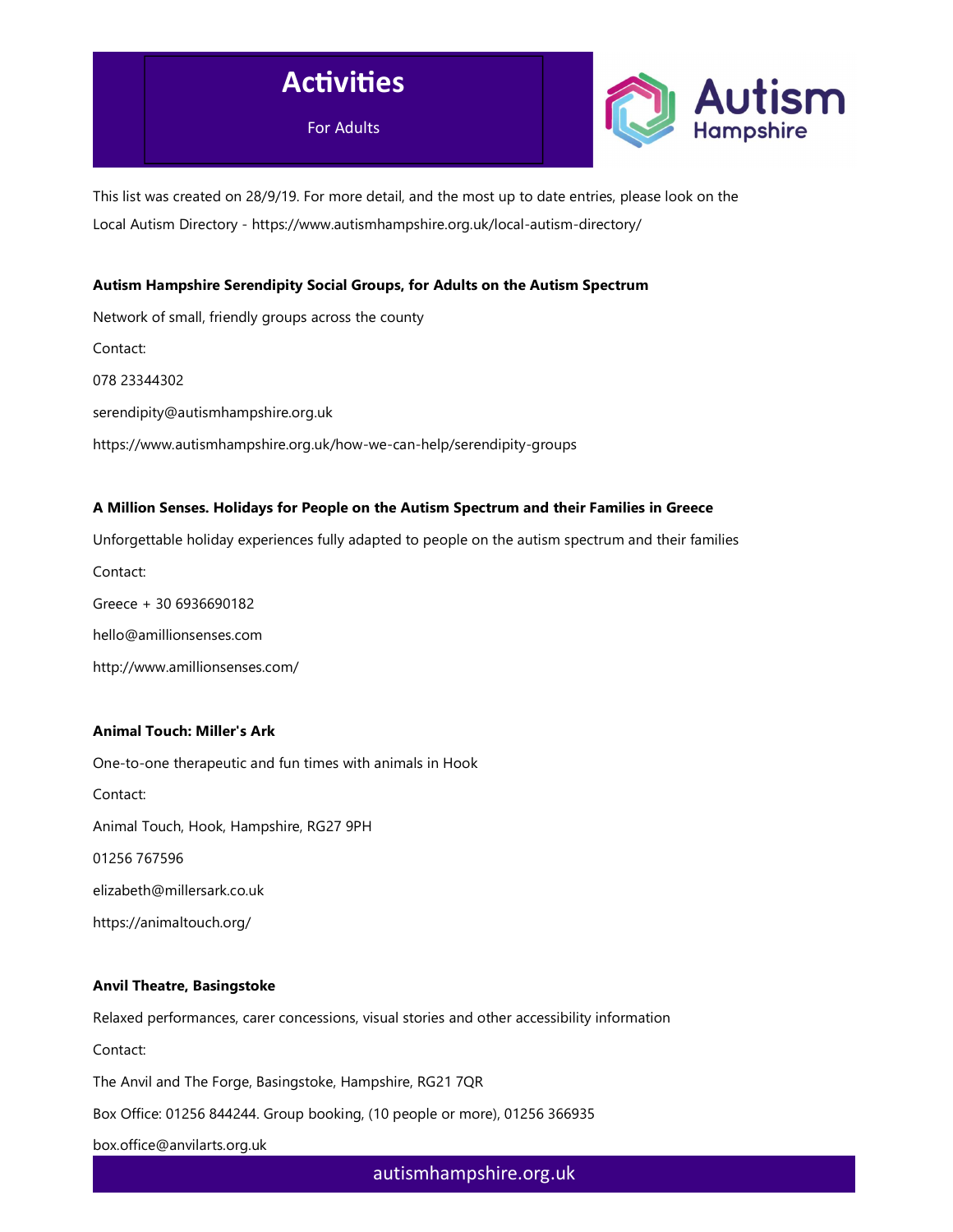# Activities

For Adults

This list was created on 28/9/19. For more detail, and the most up to date entries, please look on the Local Autism Directory - https://www.autismhampshire.org.uk/local-autism-directory/

**Autism Hampshire Serendipity Social Groups, for Adults on the Autism Spectrum**

Network of small, friendly groups across the county

Contact:

078 23344302

serendipity@autismhampshire.org.uk

https://www.autismhampshire.org.uk/how-we-can-help/serendipity-groups

**A Million Senses. Holidays for People on the Autism Spectrum and their Families in Greece**

Unforgettable holiday experiences fully adapted to people on the autism spectrum and their families

Contact:

Greece + 30 6936690182

hello@amillionsenses.com

http://www.amillionsenses.com/

**Animal Touch: Miller's Ark**

One-to-one therapeutic and fun times with animals in Hook

Contact:

Animal Touch, Hook, Hampshire, RG27 9PH

01256 767596

elizabeth@millersark.co.uk

https://animaltouch.org/

**Anvil Theatre, Basingstoke**

Relaxed performances, carer concessions, visual stories and other accessibility information

Contact:

The Anvil and The Forge, Basingstoke, Hampshire, RG21 7QR

Box Office: 01256 844244. Group booking, (10 people or more), 01256 366935

box.office@anvilarts.org.uk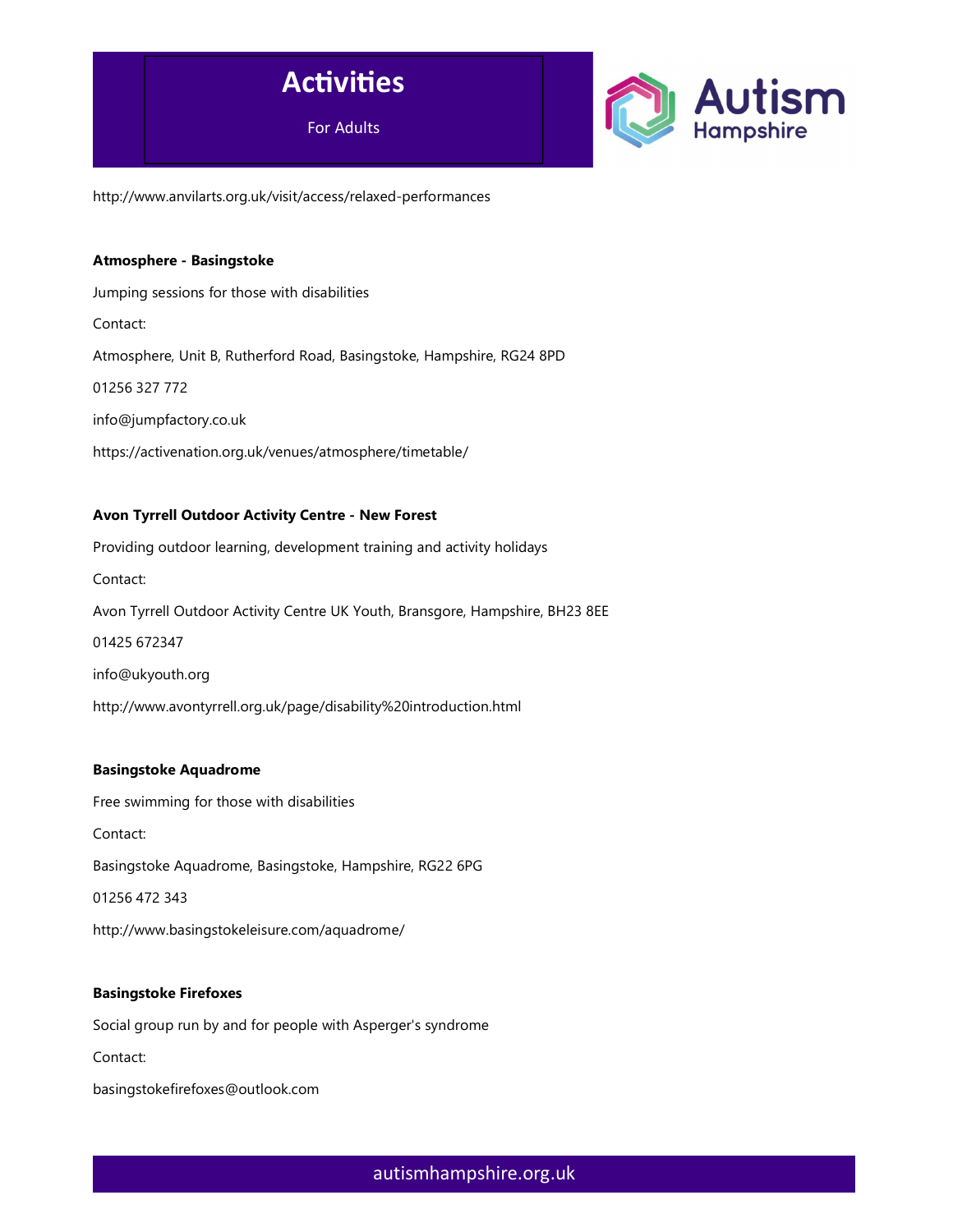http://www.anvilarts.org.uk/visit/access/relaxed-performances

**Atmosphere - Basingstoke**

Jumping sessions for those with disabilities

Contact:

Atmosphere, Unit B, Rutherford Road, Basingstoke, Hampshire, RG24 8PD

01256 327 772

info@jumpfactory.co.uk

https://activenation.org.uk/venues/atmosphere/timetable/

**Avon Tyrrell Outdoor Activity Centre - New Forest**

Providing outdoor learning, development training and activity holidays

Contact:

Avon Tyrrell Outdoor Activity Centre UK Youth, Bransgore, Hampshire, BH23 8EE

01425 672347

info@ukyouth.org

http://www.avontyrrell.org.uk/page/disability%20introduction.html

**Basingstoke Aquadrome**

Free swimming for those with disabilities

Contact:

Basingstoke Aquadrome, Basingstoke, Hampshire, RG22 6PG

01256 472 343

http://www.basingstokeleisure.com/aquadrome/

**Basingstoke Firefoxes**

Social group run by and for people with Asperger's syndrome

Contact:

basingstokefirefoxes@outlook.com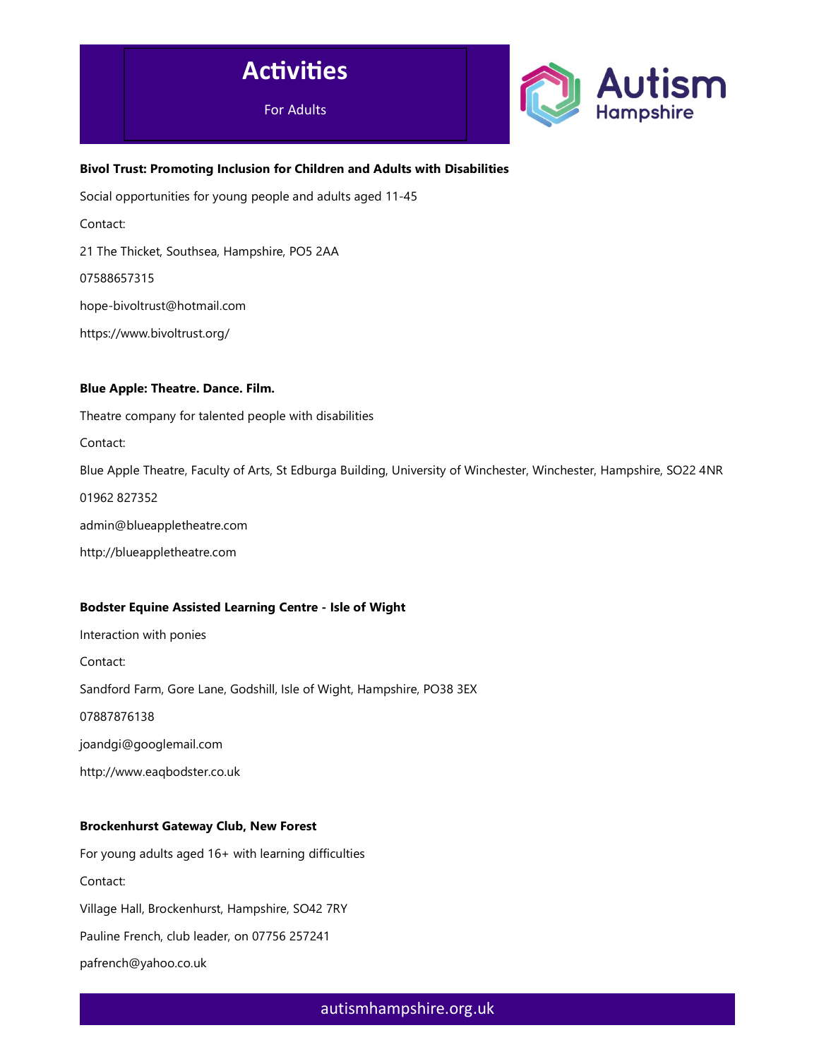# Activities

For Adults

**Bivol Trust: Promoting Inclusion for Children and Adults with Disabilities**

Social opportunities for young people and adults aged 11-45

Contact:

21 The Thicket, Southsea, Hampshire, PO5 2AA

07588657315

hope-bivoltrust@hotmail.com

https://www.bivoltrust.org/

**Blue Apple: Theatre. Dance. Film.**

Theatre company for talented people with disabilities

Contact:

Blue Apple Theatre, Faculty of Arts, St Edburga Building, University of Winchester, Winchester, Hampshire, SO22 4NR

01962 827352

admin@blueappletheatre.com

http://blueappletheatre.com

**Bodster Equine Assisted Learning Centre - Isle of Wight**

Interaction with ponies

Contact:

Sandford Farm, Gore Lane, Godshill, Isle of Wight, Hampshire, PO38 3EX

07887876138

joandgi@googlemail.com

http://www.eaqbodster.co.uk

**Brockenhurst Gateway Club, New Forest**

For young adults aged 16+ with learning difficulties

Contact:

Village Hall, Brockenhurst, Hampshire, SO42 7RY

Pauline French, club leader, on 07756 257241

pafrench@yahoo.co.uk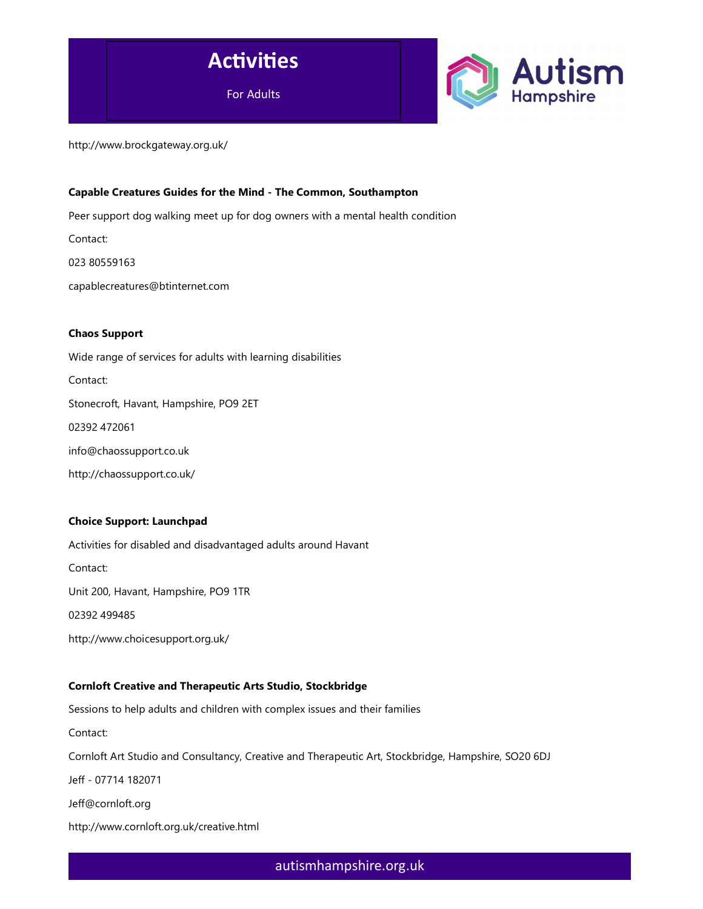http://www.brockgateway.org.uk/

**Capable Creatures Guides for the Mind - The Common, Southampton**

Peer support dog walking meet up for dog owners with a mental health condition

Contact:

023 80559163

capablecreatures@btinternet.com

**Chaos Support**

Wide range of services for adults with learning disabilities

Contact:

Stonecroft, Havant, Hampshire, PO9 2ET

02392 472061

info@chaossupport.co.uk

http://chaossupport.co.uk/

**Choice Support: Launchpad**

Activities for disabled and disadvantaged adults around Havant

Contact:

Unit 200, Havant, Hampshire, PO9 1TR

02392 499485

http://www.choicesupport.org.uk/

**Cornloft Creative and Therapeutic Arts Studio, Stockbridge**

Sessions to help adults and children with complex issues and their families

Contact:

Cornloft Art Studio and Consultancy, Creative and Therapeutic Art, Stockbridge, Hampshire, SO20 6DJ

Jeff - 07714 182071

Jeff@cornloft.org

http://www.cornloft.org.uk/creative.html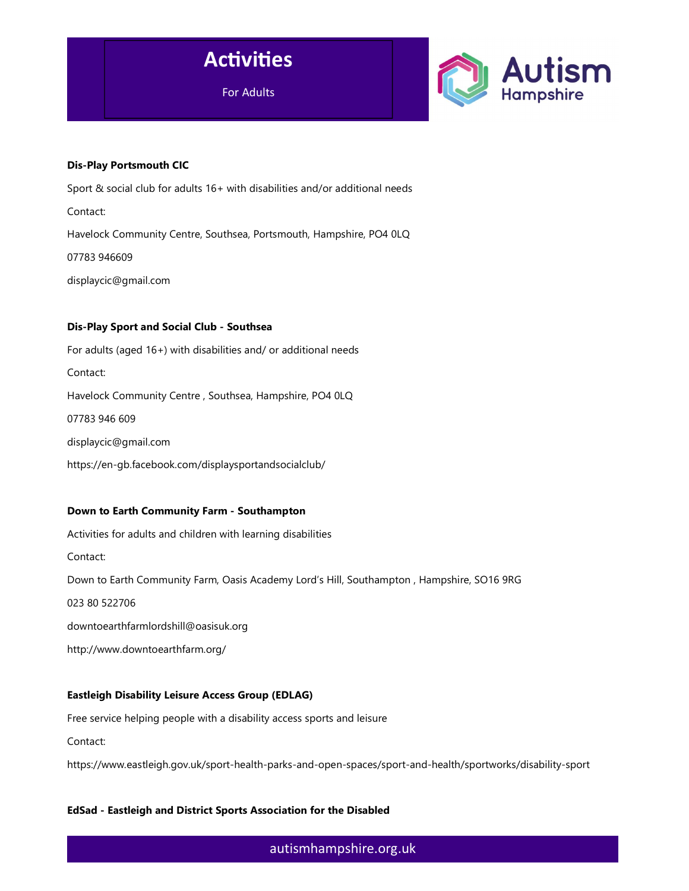# Activities

For Adults

**Dis-Play Portsmouth CIC**

Sport & social club for adults 16+ with disabilities and/or additional needs

Contact:

Havelock Community Centre, Southsea, Portsmouth, Hampshire, PO4 0LQ

07783 946609

displaycic@gmail.com

**Dis-Play Sport and Social Club - Southsea**

For adults (aged 16+) with disabilities and/ or additional needs

Contact:

Havelock Community Centre , Southsea, Hampshire, PO4 0LQ

07783 946 609

displaycic@gmail.com

https://en-gb.facebook.com/displaysportandsocialclub/

**Down to Earth Community Farm - Southampton**

Activities for adults and children with learning disabilities

Contact:

Down to Earth Community Farm, Oasis Academy Lord's Hill, Southampton , Hampshire, SO16 9RG

023 80 522706

downtoearthfarmlordshill@oasisuk.org

http://www.downtoearthfarm.org/

**Eastleigh Disability Leisure Access Group (EDLAG)**

Free service helping people with a disability access sports and leisure

Contact:

https://www.eastleigh.gov.uk/sport-health-parks-and-open-spaces/sport-and-health/sportworks/disability-sport

**EdSad - Eastleigh and District Sports Association for the Disabled**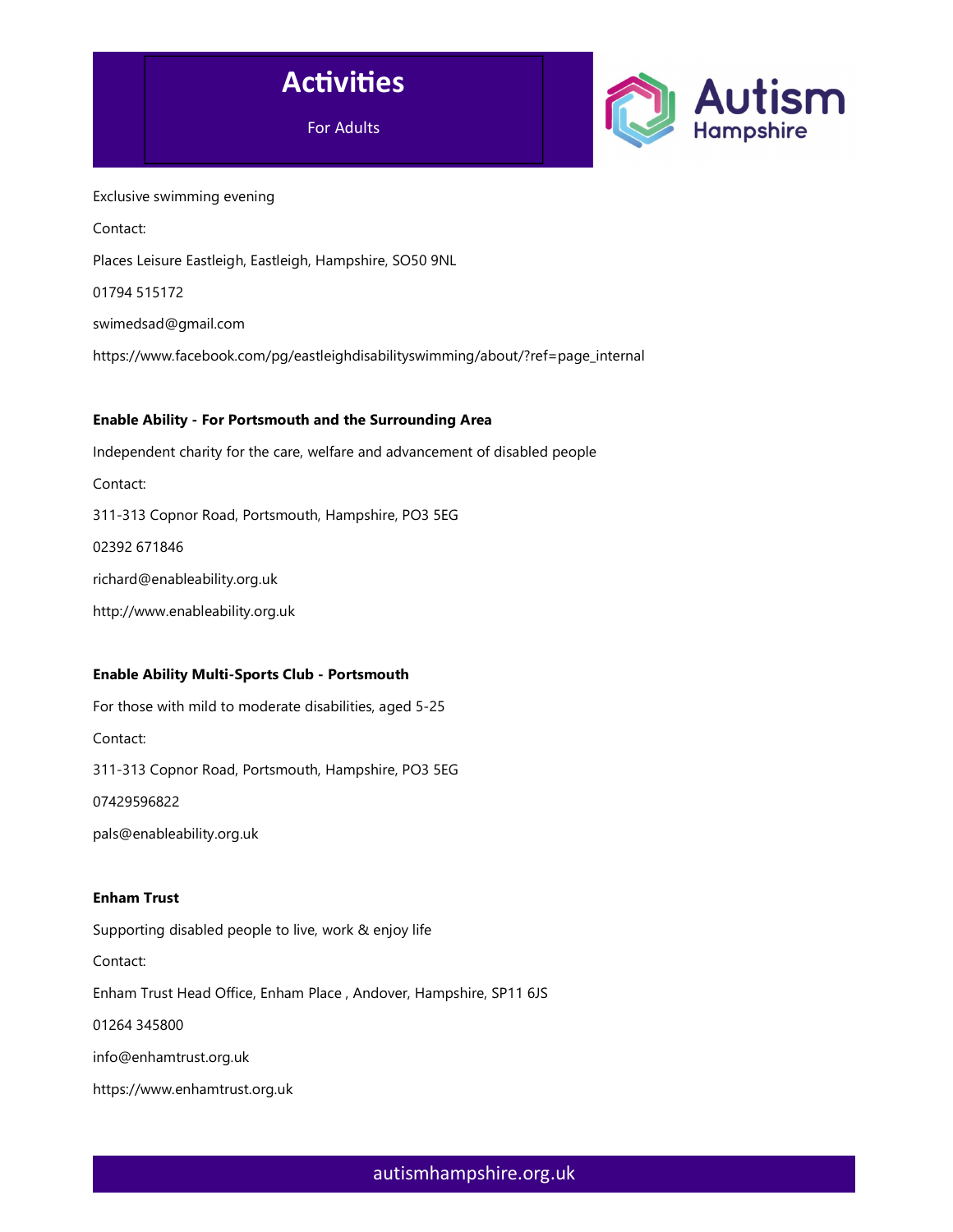Exclusive swimming evening

Contact:

Places Leisure Eastleigh, Eastleigh, Hampshire, SO50 9NL

01794 515172

swimedsad@gmail.com

https://www.facebook.com/pg/eastleighdisabilityswimming/about/?ref=page_internal

**Enable Ability - For Portsmouth and the Surrounding Area**

Independent charity for the care, welfare and advancement of disabled people

Contact:

311-313 Copnor Road, Portsmouth, Hampshire, PO3 5EG

02392 671846

richard@enableability.org.uk

http://www.enableability.org.uk

**Enable Ability Multi-Sports Club - Portsmouth**

For those with mild to moderate disabilities, aged 5-25

Contact:

311-313 Copnor Road, Portsmouth, Hampshire, PO3 5EG

07429596822

pals@enableability.org.uk

**Enham Trust**

Supporting disabled people to live, work & enjoy life

Contact:

Enham Trust Head Office, Enham Place , Andover, Hampshire, SP11 6JS

01264 345800

info@enhamtrust.org.uk

https://www.enhamtrust.org.uk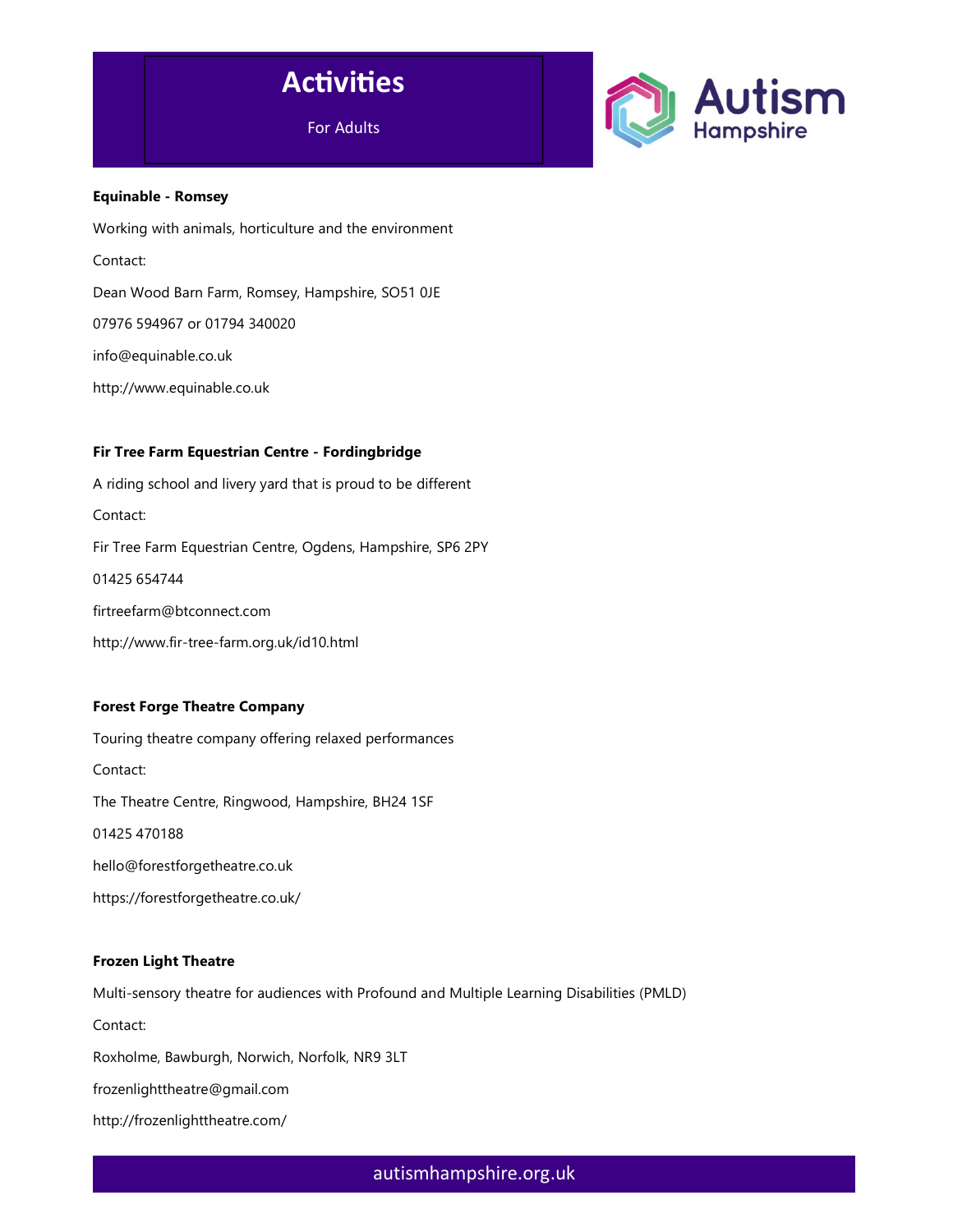# Activities

For Adults

**Equinable - Romsey**

Working with animals, horticulture and the environment

Contact:

Dean Wood Barn Farm, Romsey, Hampshire, SO51 0JE

07976 594967 or 01794 340020

info@equinable.co.uk

http://www.equinable.co.uk

**Fir Tree Farm Equestrian Centre - Fordingbridge**

A riding school and livery yard that is proud to be different

Contact:

Fir Tree Farm Equestrian Centre, Ogdens, Hampshire, SP6 2PY

01425 654744

firtreefarm@btconnect.com

http://www.fir-tree-farm.org.uk/id10.html

**Forest Forge Theatre Company**

Touring theatre company offering relaxed performances

Contact:

The Theatre Centre, Ringwood, Hampshire, BH24 1SF

01425 470188

hello@forestforgetheatre.co.uk

https://forestforgetheatre.co.uk/

**Frozen Light Theatre**

Multi-sensory theatre for audiences with Profound and Multiple Learning Disabilities (PMLD)

Contact:

Roxholme, Bawburgh, Norwich, Norfolk, NR9 3LT

frozenlighttheatre@gmail.com

http://frozenlighttheatre.com/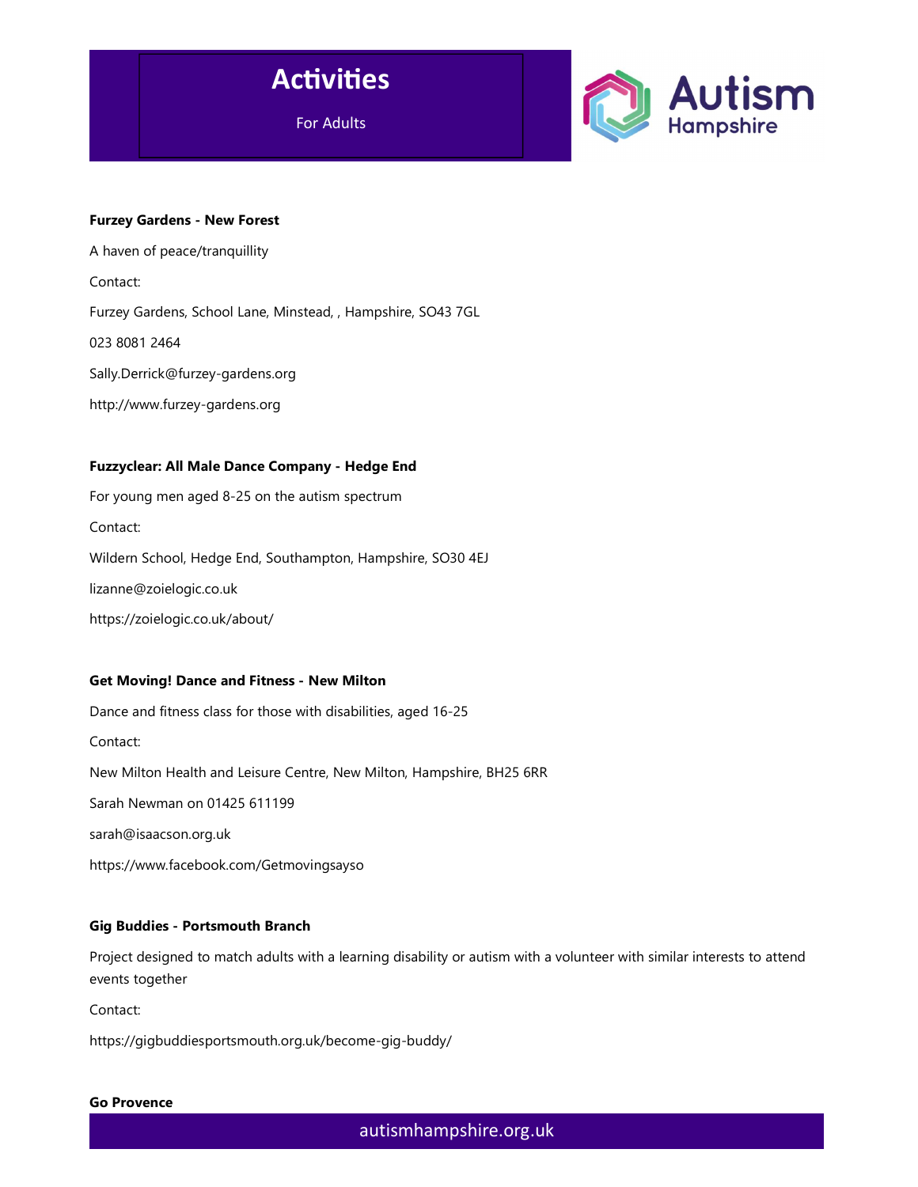**Furzey Gardens - New Forest**

A haven of peace/tranquillity

Contact:

Furzey Gardens, School Lane, Minstead, , Hampshire, SO43 7GL

023 8081 2464

Sally.Derrick@furzey-gardens.org

http://www.furzey-gardens.org

**Fuzzyclear: All Male Dance Company - Hedge End**

For young men aged 8-25 on the autism spectrum

Contact:

Wildern School, Hedge End, Southampton, Hampshire, SO30 4EJ

lizanne@zoielogic.co.uk

https://zoielogic.co.uk/about/

**Get Moving! Dance and Fitness - New Milton**

Dance and fitness class for those with disabilities, aged 16-25

Contact:

New Milton Health and Leisure Centre, New Milton, Hampshire, BH25 6RR

Sarah Newman on 01425 611199

sarah@isaacson.org.uk

https://www.facebook.com/Getmovingsayso

**Gig Buddies - Portsmouth Branch**

Project designed to match adults with a learning disability or autism with a volunteer with similar interests to attend events together

Contact:

https://gigbuddiesportsmouth.org.uk/become-gig-buddy/

**Go Provence**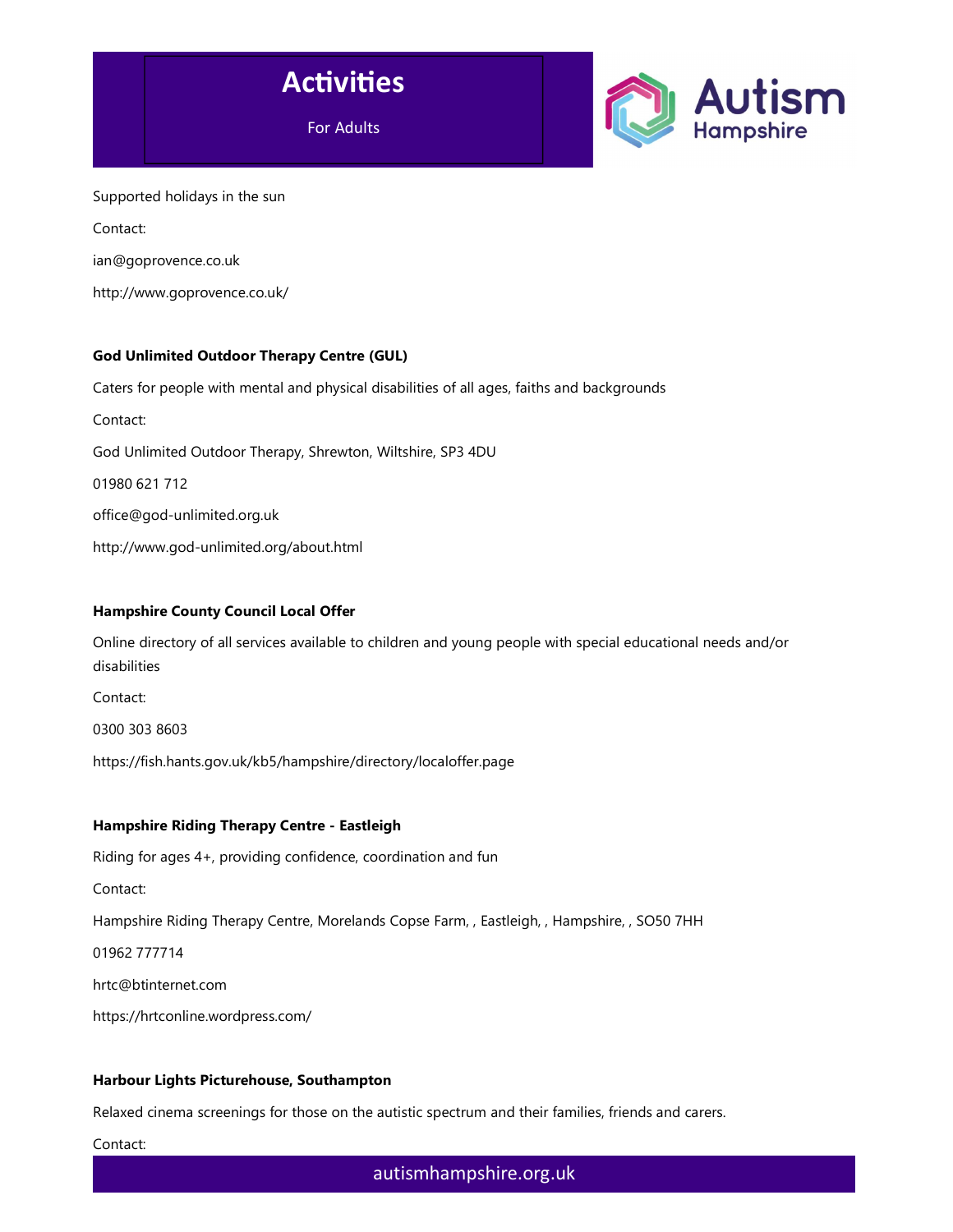Supported holidays in the sun

Contact:

ian@goprovence.co.uk

http://www.goprovence.co.uk/

**God Unlimited Outdoor Therapy Centre (GUL)**

Caters for people with mental and physical disabilities of all ages, faiths and backgrounds

Contact:

God Unlimited Outdoor Therapy, Shrewton, Wiltshire, SP3 4DU

01980 621 712

office@god-unlimited.org.uk

http://www.god-unlimited.org/about.html

**Hampshire County Council Local Offer**

Online directory of all services available to children and young people with special educational needs and/or disabilities

Contact:

0300 303 8603

https://fish.hants.gov.uk/kb5/hampshire/directory/localoffer.page

**Hampshire Riding Therapy Centre - Eastleigh**

Riding for ages 4+, providing confidence, coordination and fun

Contact:

Hampshire Riding Therapy Centre, Morelands Copse Farm, , Eastleigh, , Hampshire, , SO50 7HH

01962 777714

hrtc@btinternet.com

https://hrtconline.wordpress.com/

**Harbour Lights Picturehouse, Southampton**

Relaxed cinema screenings for those on the autistic spectrum and their families, friends and carers.

Contact: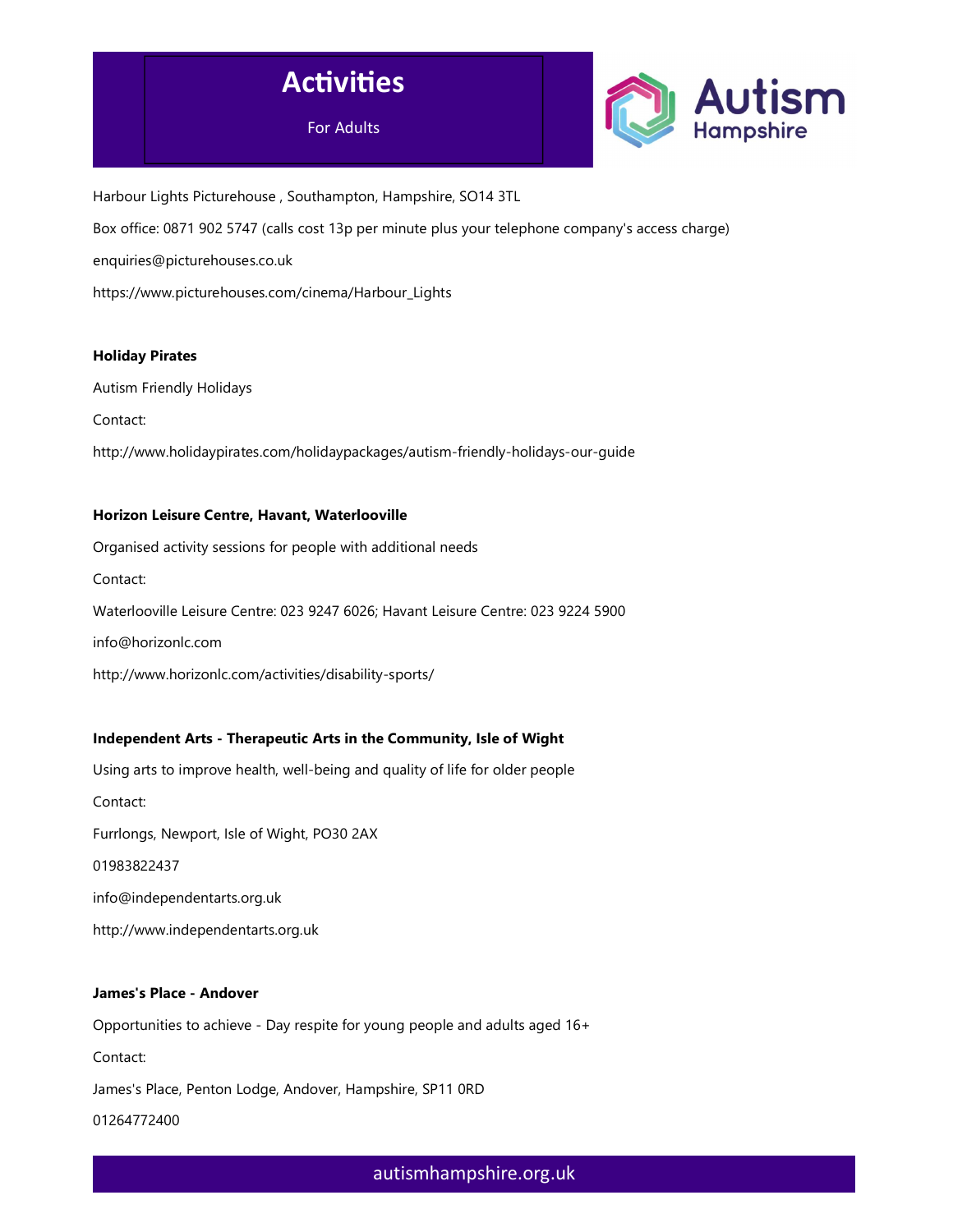Harbour Lights Picturehouse , Southampton, Hampshire, SO14 3TL

Box office: 0871 902 5747 (calls cost 13p per minute plus your telephone company's access charge)

enquiries@picturehouses.co.uk

https://www.picturehouses.com/cinema/Harbour_Lights

**Holiday Pirates**

Autism Friendly Holidays

Contact:

http://www.holidaypirates.com/holidaypackages/autism-friendly-holidays-our-guide

**Horizon Leisure Centre, Havant, Waterlooville**

Organised activity sessions for people with additional needs

Contact:

Waterlooville Leisure Centre: 023 9247 6026; Havant Leisure Centre: 023 9224 5900

info@horizonlc.com

http://www.horizonlc.com/activities/disability-sports/

**Independent Arts - Therapeutic Arts in the Community, Isle of Wight**

Using arts to improve health, well-being and quality of life for older people

Contact:

Furrlongs, Newport, Isle of Wight, PO30 2AX

01983822437

info@independentarts.org.uk

http://www.independentarts.org.uk

**James's Place - Andover**

Opportunities to achieve - Day respite for young people and adults aged 16+

Contact:

James's Place, Penton Lodge, Andover, Hampshire, SP11 0RD

01264772400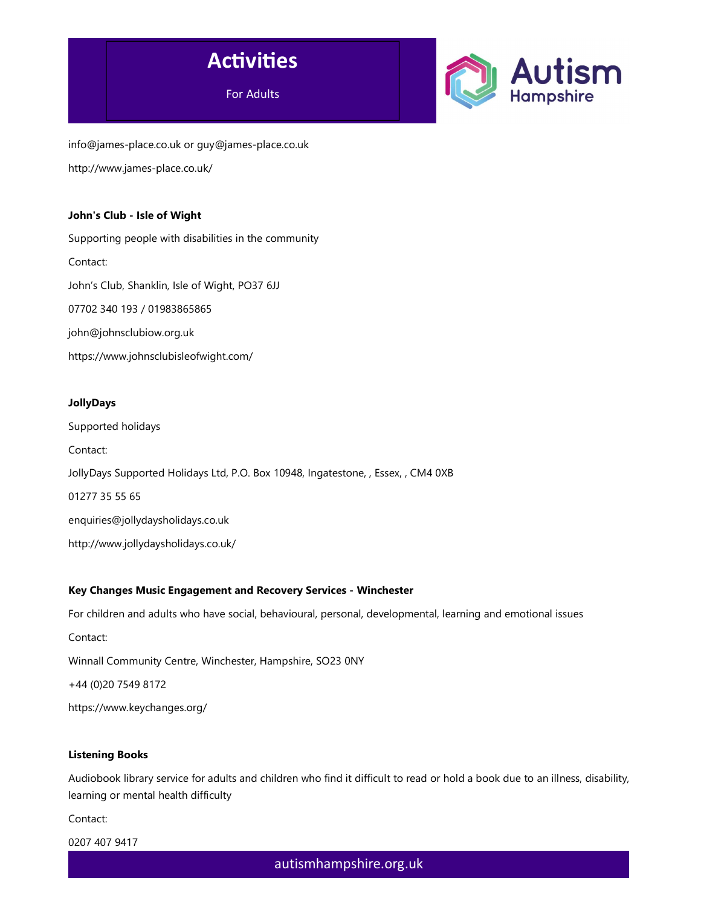info@james-place.co.uk or guy@james-place.co.uk

http://www.james-place.co.uk/

**John's Club - Isle of Wight**

Supporting people with disabilities in the community

Contact:

John's Club, Shanklin, Isle of Wight, PO37 6JJ

07702 340 193 / 01983865865

john@johnsclubiow.org.uk

https://www.johnsclubisleofwight.com/

**JollyDays**

Supported holidays

Contact:

JollyDays Supported Holidays Ltd, P.O. Box 10948, Ingatestone, , Essex, , CM4 0XB

01277 35 55 65

enquiries@jollydaysholidays.co.uk

http://www.jollydaysholidays.co.uk/

**Key Changes Music Engagement and Recovery Services - Winchester**

For children and adults who have social, behavioural, personal, developmental, learning and emotional issues

Contact:

Winnall Community Centre, Winchester, Hampshire, SO23 0NY

+44 (0)20 7549 8172

https://www.keychanges.org/

**Listening Books**

Audiobook library service for adults and children who find it difficult to read or hold a book due to an illness, disability, learning or mental health difficulty

Contact:

0207 407 9417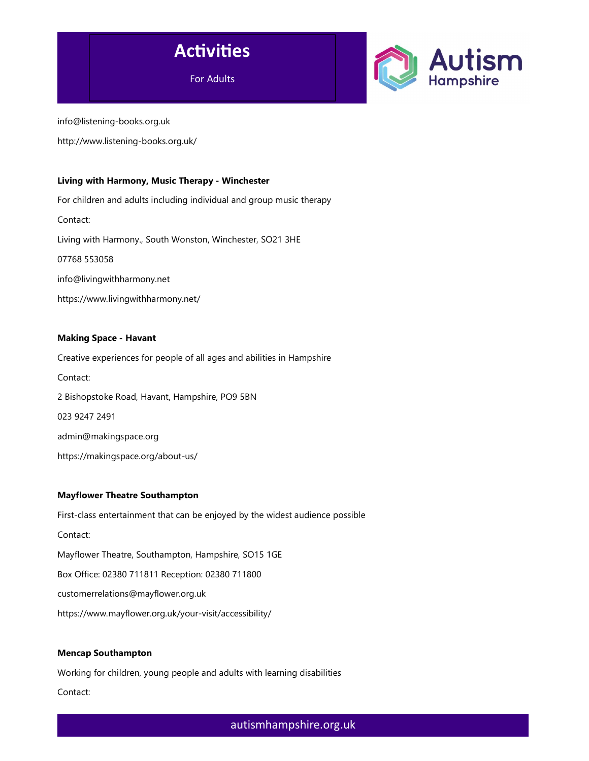info@listening-books.org.uk

http://www.listening-books.org.uk/

**Living with Harmony, Music Therapy - Winchester**

For children and adults including individual and group music therapy

Contact:

Living with Harmony., South Wonston, Winchester, SO21 3HE

07768 553058

info@livingwithharmony.net

https://www.livingwithharmony.net/

**Making Space - Havant**

Creative experiences for people of all ages and abilities in Hampshire

Contact:

2 Bishopstoke Road, Havant, Hampshire, PO9 5BN

023 9247 2491

admin@makingspace.org

https://makingspace.org/about-us/

**Mayflower Theatre Southampton**

First-class entertainment that can be enjoyed by the widest audience possible

Contact:

Mayflower Theatre, Southampton, Hampshire, SO15 1GE

Box Office: 02380 711811 Reception: 02380 711800

customerrelations@mayflower.org.uk

https://www.mayflower.org.uk/your-visit/accessibility/

**Mencap Southampton**

Working for children, young people and adults with learning disabilities

Contact: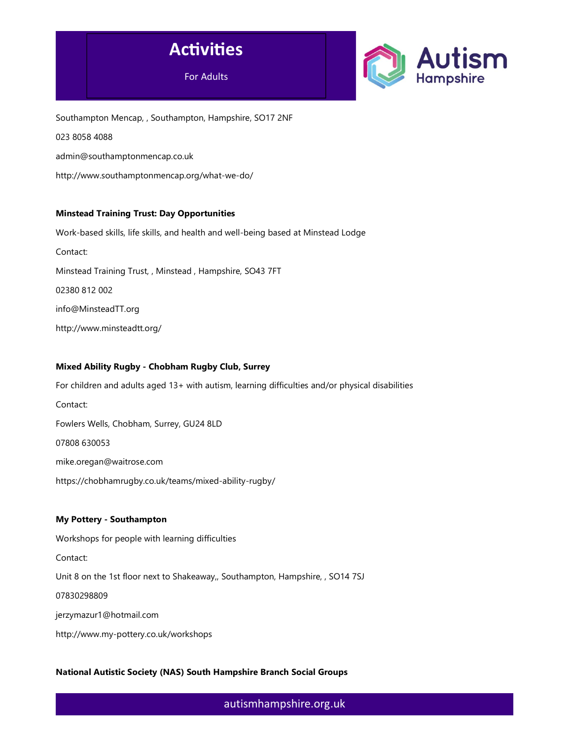Southampton Mencap, , Southampton, Hampshire, SO17 2NF

023 8058 4088

admin@southamptonmencap.co.uk

http://www.southamptonmencap.org/what-we-do/

**Minstead Training Trust: Day Opportunities**

Work-based skills, life skills, and health and well-being based at Minstead Lodge

Contact:

Minstead Training Trust, , Minstead , Hampshire, SO43 7FT

02380 812 002

info@MinsteadTT.org

http://www.minsteadtt.org/

**Mixed Ability Rugby - Chobham Rugby Club, Surrey**

For children and adults aged 13+ with autism, learning difficulties and/or physical disabilities

Contact:

Fowlers Wells, Chobham, Surrey, GU24 8LD

07808 630053

mike.oregan@waitrose.com

https://chobhamrugby.co.uk/teams/mixed-ability-rugby/

**My Pottery - Southampton**

Workshops for people with learning difficulties

Contact:

Unit 8 on the 1st floor next to Shakeaway,, Southampton, Hampshire, , SO14 7SJ

07830298809

jerzymazur1@hotmail.com

http://www.my-pottery.co.uk/workshops

**National Autistic Society (NAS) South Hampshire Branch Social Groups**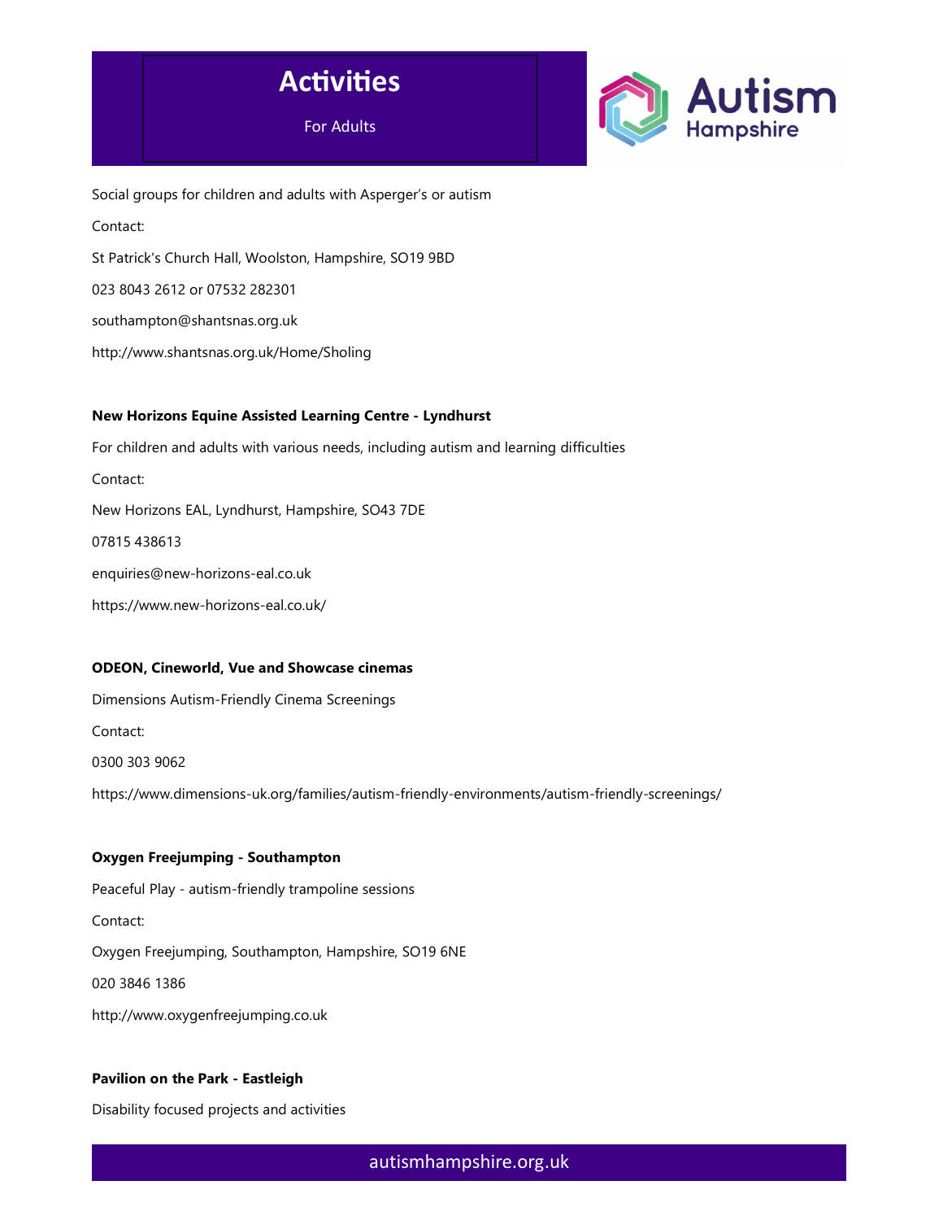Social groups for children and adults with Asperger's or autism

Contact:

St Patrick's Church Hall, Woolston, Hampshire, SO19 9BD

023 8043 2612 or 07532 282301

southampton@shantsnas.org.uk

http://www.shantsnas.org.uk/Home/Sholing

**New Horizons Equine Assisted Learning Centre - Lyndhurst**

For children and adults with various needs, including autism and learning difficulties

Contact:

New Horizons EAL, Lyndhurst, Hampshire, SO43 7DE

07815 438613

enquiries@new-horizons-eal.co.uk

https://www.new-horizons-eal.co.uk/

**ODEON, Cineworld, Vue and Showcase cinemas**

Dimensions Autism-Friendly Cinema Screenings

Contact:

0300 303 9062

https://www.dimensions-uk.org/families/autism-friendly-environments/autism-friendly-screenings/

**Oxygen Freejumping - Southampton**

Peaceful Play - autism-friendly trampoline sessions

Contact:

Oxygen Freejumping, Southampton, Hampshire, SO19 6NE

020 3846 1386

http://www.oxygenfreejumping.co.uk

**Pavilion on the Park - Eastleigh**

Disability focused projects and activities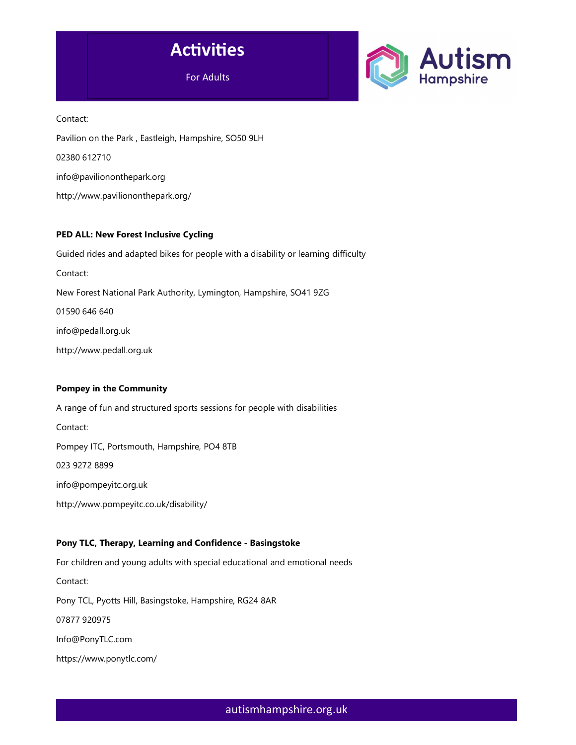Contact:

Pavilion on the Park , Eastleigh, Hampshire, SO50 9LH

02380 612710

info@pavilionontheparkorg

http://www.pavilionontheparkorg/

**PED ALL: New Forest Inclusive Cycling**

Guided rides and adapted bikes for people with a disability or learning difficulty

Contact:

New Forest National Park Authority, Lymington, Hampshire, SO41 9ZG

01590 646 640

info@pedall.org.uk

http://www.pedall.org.uk

**Pompey in the Community**

A range of fun and structured sports sessions for people with disabilities

Contact:

Pompey ITC, Portsmouth, Hampshire, PO4 8TB

023 9272 8899

info@pompeyitc.org.uk

http://www.pompeyitc.co.uk/disability/

**Pony TLC, Therapy, Learning and Confidence - Basingstoke**

For children and young adults with special educational and emotional needs

Contact:

Pony TCL, Pyotts Hill, Basingstoke, Hampshire, RG24 8AR

07877 920975

Info@PonyTLC.com

https://www.ponytlc.com/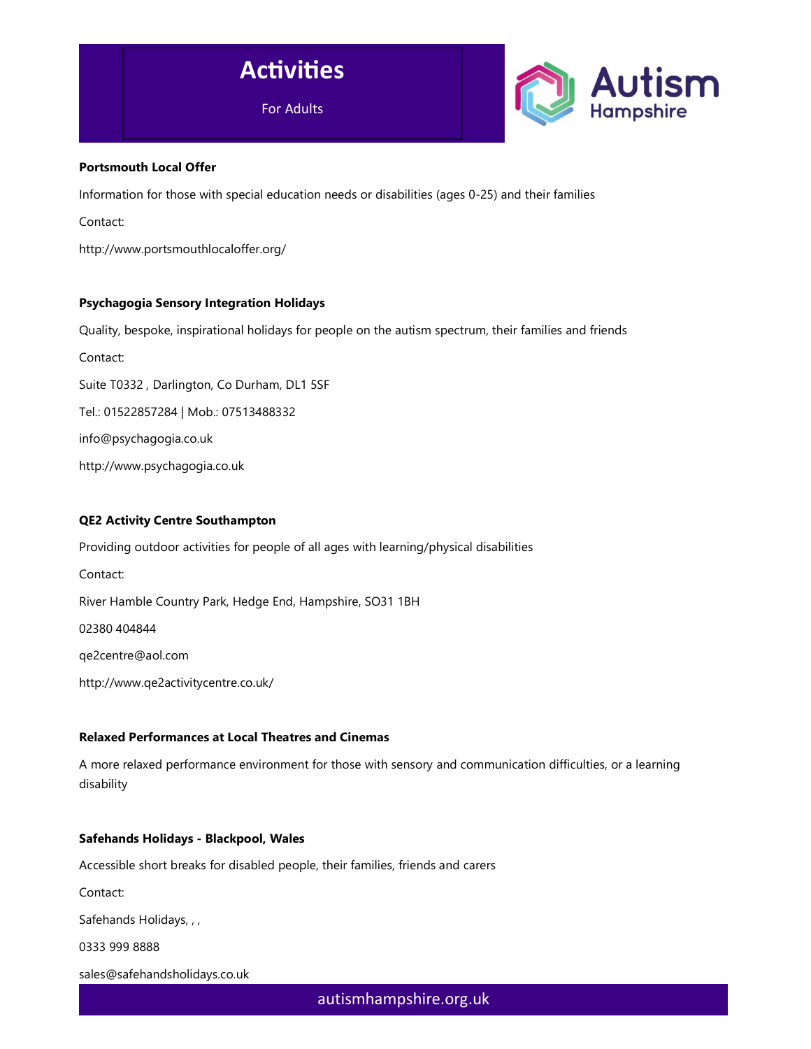# Activities

For Adults

**Portsmouth Local Offer**

Information for those with special education needs or disabilities (ages 0-25) and their families

Contact:

http://www.portsmouthlocaloffer.org/

**Psychagogia Sensory Integration Holidays**

Quality, bespoke, inspirational holidays for people on the autism spectrum, their families and friends

Contact:

Suite T0332 , Darlington, Co Durham, DL1 5SF

Tel.: 01522857284 | Mob.: 07513488332

info@psychagogia.co.uk

http://www.psychagogia.co.uk

**QE2 Activity Centre Southampton**

Providing outdoor activities for people of all ages with learning/physical disabilities

Contact:

River Hamble Country Park, Hedge End, Hampshire, SO31 1BH

02380 404844

qe2centre@aol.com

http://www.qe2activitycentre.co.uk/

**Relaxed Performances at Local Theatres and Cinemas**

A more relaxed performance environment for those with sensory and communication difficulties, or a learning disability

**Safehands Holidays - Blackpool, Wales**

Accessible short breaks for disabled people, their families, friends and carers

Contact:

Safehands Holidays, , ,

0333 999 8888

sales@safehandsholidays.co.uk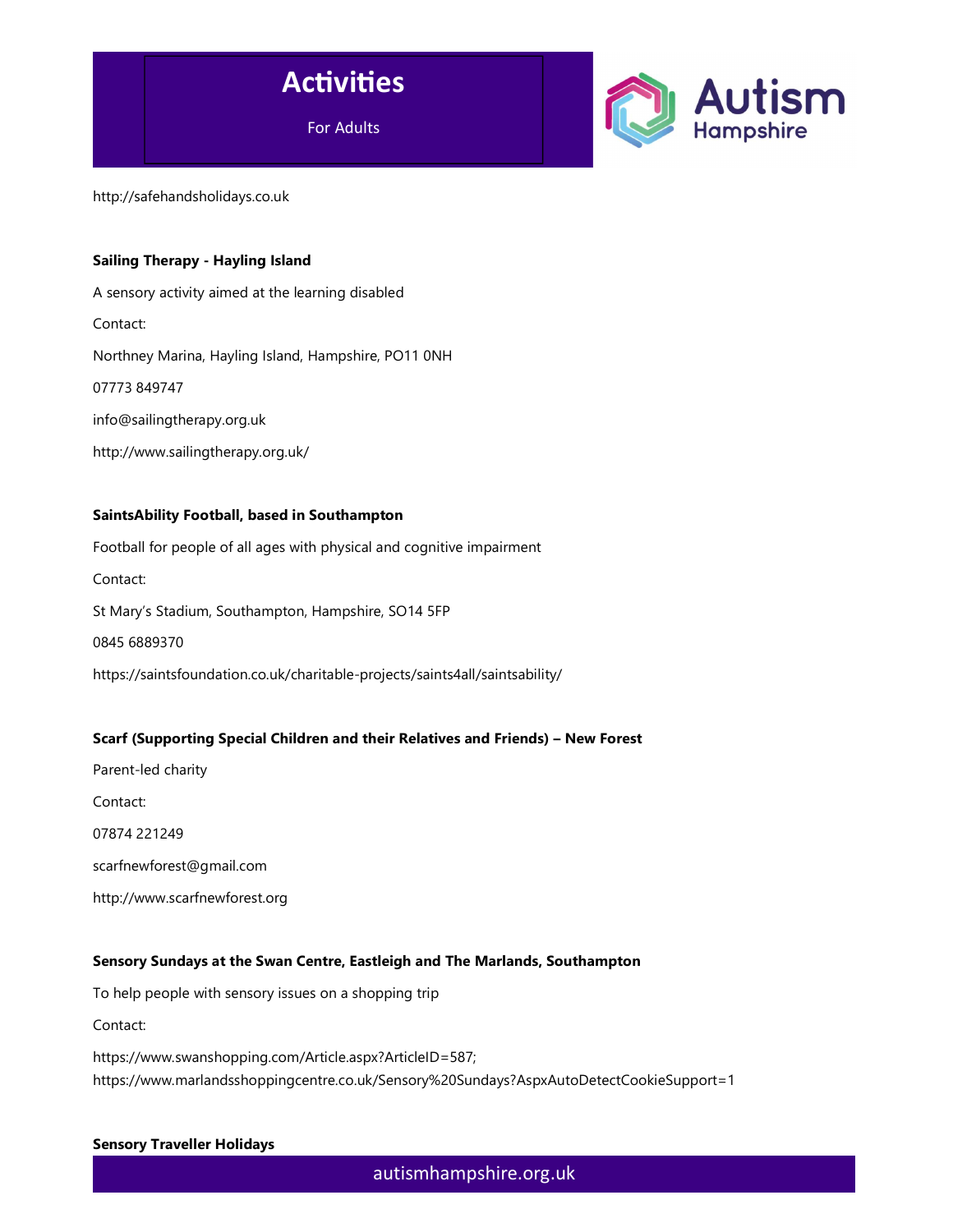http://safehandsholidays.co.uk

**Sailing Therapy - Hayling Island**

A sensory activity aimed at the learning disabled

Contact:

Northney Marina, Hayling Island, Hampshire, PO11 0NH

07773 849747

info@sailingtherapy.org.uk

http://www.sailingtherapy.org.uk/

**SaintsAbility Football, based in Southampton**

Football for people of all ages with physical and cognitive impairment

Contact:

St Mary's Stadium, Southampton, Hampshire, SO14 5FP

0845 6889370

https://saintsfoundation.co.uk/charitable-projects/saints4all/saintsability/

**Scarf (Supporting Special Children and their Relatives and Friends) – New Forest**

Parent-led charity

Contact:

07874 221249

scarfnewforest@gmail.com

http://www.scarfnewforest.org

**Sensory Sundays at the Swan Centre, Eastleigh and The Marlands, Southampton**

To help people with sensory issues on a shopping trip

Contact:

https://www.swanshopping.com/Article.aspx?ArticleID=587;
https://www.marlandsshoppingcentre.co.uk/Sensory%20Sundays?AspxAutoDetectCookieSupport=1

**Sensory Traveller Holidays**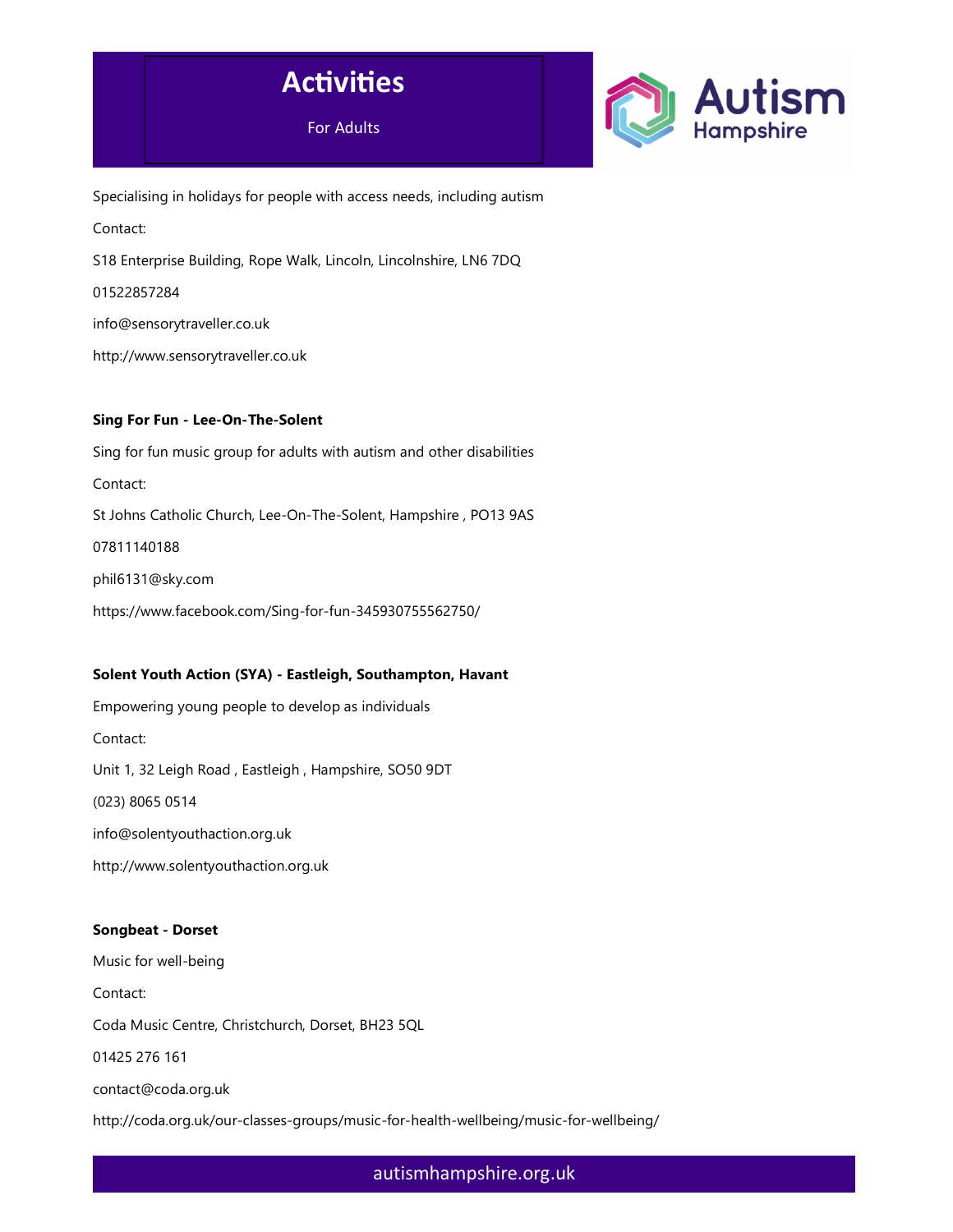Specialising in holidays for people with access needs, including autism

Contact:

S18 Enterprise Building, Rope Walk, Lincoln, Lincolnshire, LN6 7DQ

01522857284

info@sensorytraveller.co.uk

http://www.sensorytraveller.co.uk

**Sing For Fun - Lee-On-The-Solent**

Sing for fun music group for adults with autism and other disabilities

Contact:

St Johns Catholic Church, Lee-On-The-Solent, Hampshire , PO13 9AS

07811140188

phil6131@sky.com

https://www.facebook.com/Sing-for-fun-345930755562750/

**Solent Youth Action (SYA) - Eastleigh, Southampton, Havant**

Empowering young people to develop as individuals

Contact:

Unit 1, 32 Leigh Road , Eastleigh , Hampshire, SO50 9DT

(023) 8065 0514

info@solentyouthaction.org.uk

http://www.solentyouthaction.org.uk

**Songbeat - Dorset**

Music for well-being

Contact:

Coda Music Centre, Christchurch, Dorset, BH23 5QL

01425 276 161

contact@coda.org.uk

http://coda.org.uk/our-classes-groups/music-for-health-wellbeing/music-for-wellbeing/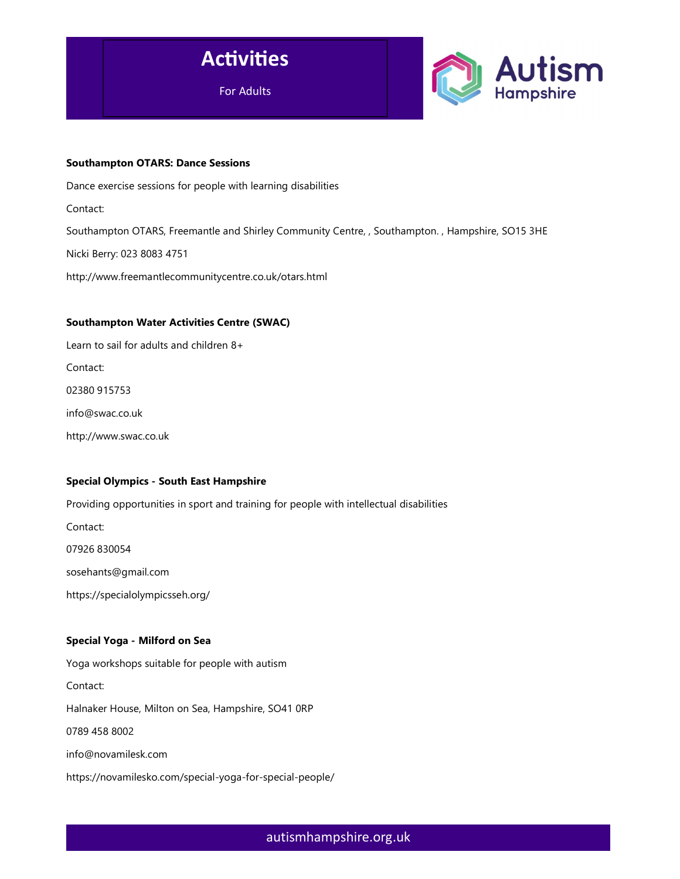# Activities

For Adults

**Southampton OTARS: Dance Sessions**

Dance exercise sessions for people with learning disabilities

Contact:

Southampton OTARS, Freemantle and Shirley Community Centre, , Southampton. , Hampshire, SO15 3HE

Nicki Berry: 023 8083 4751

http://www.freemantlecommunitycentre.co.uk/otars.html

**Southampton Water Activities Centre (SWAC)**

Learn to sail for adults and children 8+

Contact:

02380 915753

info@swac.co.uk

http://www.swac.co.uk

**Special Olympics - South East Hampshire**

Providing opportunities in sport and training for people with intellectual disabilities

Contact:

07926 830054

sosehants@gmail.com

https://specialolympicsseh.org/

**Special Yoga - Milford on Sea**

Yoga workshops suitable for people with autism

Contact:

Halnaker House, Milton on Sea, Hampshire, SO41 0RP

0789 458 8002

info@novamilesk.com

https://novamilesko.com/special-yoga-for-special-people/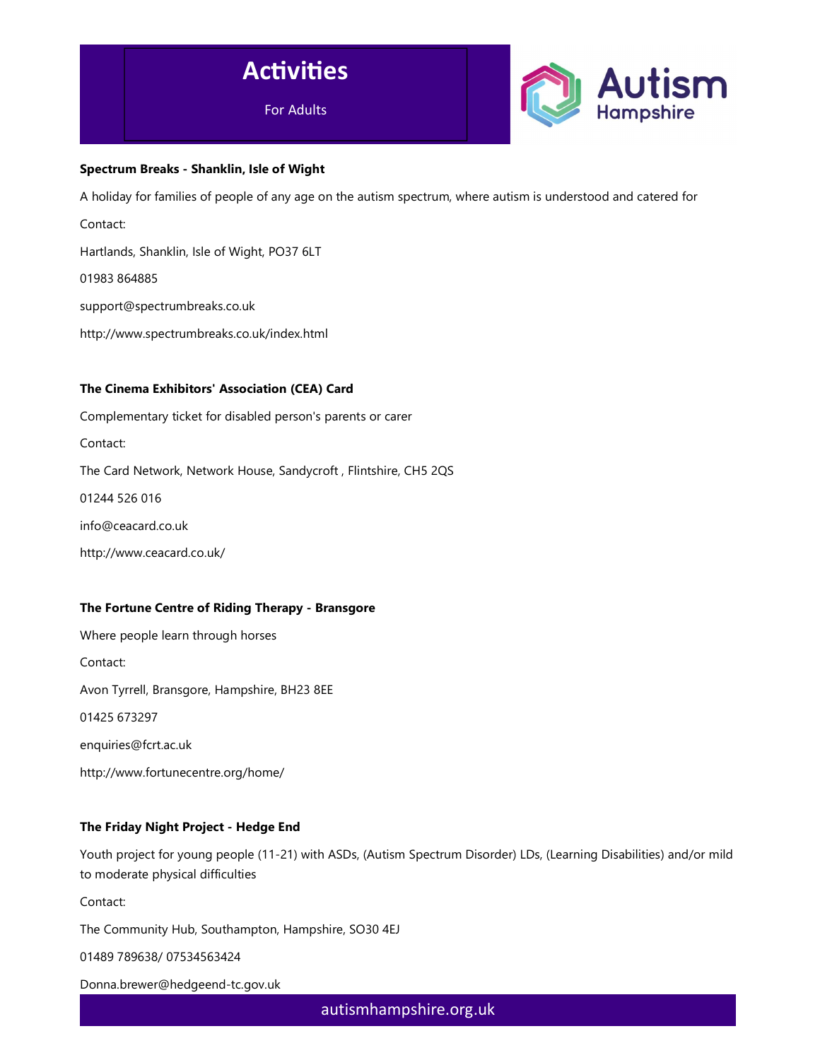# Activities

For Adults

**Spectrum Breaks - Shanklin, Isle of Wight**

A holiday for families of people of any age on the autism spectrum, where autism is understood and catered for

Contact:

Hartlands, Shanklin, Isle of Wight, PO37 6LT

01983 864885

support@spectrumbreaks.co.uk

http://www.spectrumbreaks.co.uk/index.html

**The Cinema Exhibitors' Association (CEA) Card**

Complementary ticket for disabled person's parents or carer

Contact:

The Card Network, Network House, Sandycroft , Flintshire, CH5 2QS

01244 526 016

info@ceacard.co.uk

http://www.ceacard.co.uk/

**The Fortune Centre of Riding Therapy - Bransgore**

Where people learn through horses

Contact:

Avon Tyrrell, Bransgore, Hampshire, BH23 8EE

01425 673297

enquiries@fcrt.ac.uk

http://www.fortunecentre.org/home/

**The Friday Night Project - Hedge End**

Youth project for young people (11-21) with ASDs, (Autism Spectrum Disorder) LDs, (Learning Disabilities) and/or mild to moderate physical difficulties

Contact:

The Community Hub, Southampton, Hampshire, SO30 4EJ

01489 789638/ 07534563424

Donna.brewer@hedgeend-tc.gov.uk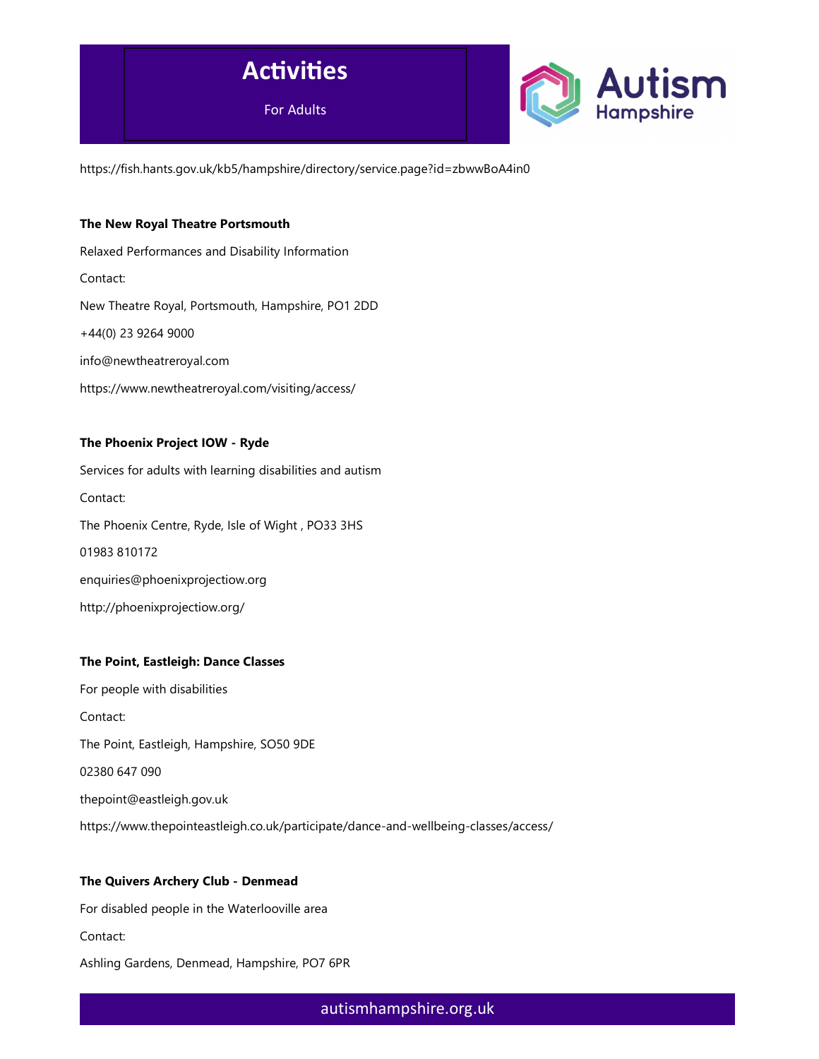https://fish.hants.gov.uk/kb5/hampshire/directory/service.page?id=zbwwBoA4in0

**The New Royal Theatre Portsmouth**

Relaxed Performances and Disability Information

Contact:

New Theatre Royal, Portsmouth, Hampshire, PO1 2DD

+44(0) 23 9264 9000

info@newtheatreroyal.com

https://www.newtheatreroyal.com/visiting/access/

**The Phoenix Project IOW - Ryde**

Services for adults with learning disabilities and autism

Contact:

The Phoenix Centre, Ryde, Isle of Wight , PO33 3HS

01983 810172

enquiries@phoenixprojectiow.org

http://phoenixprojectiow.org/

**The Point, Eastleigh: Dance Classes**

For people with disabilities

Contact:

The Point, Eastleigh, Hampshire, SO50 9DE

02380 647 090

thepoint@eastleigh.gov.uk

https://www.thepointeastleigh.co.uk/participate/dance-and-wellbeing-classes/access/

**The Quivers Archery Club - Denmead**

For disabled people in the Waterlooville area

Contact:

Ashling Gardens, Denmead, Hampshire, PO7 6PR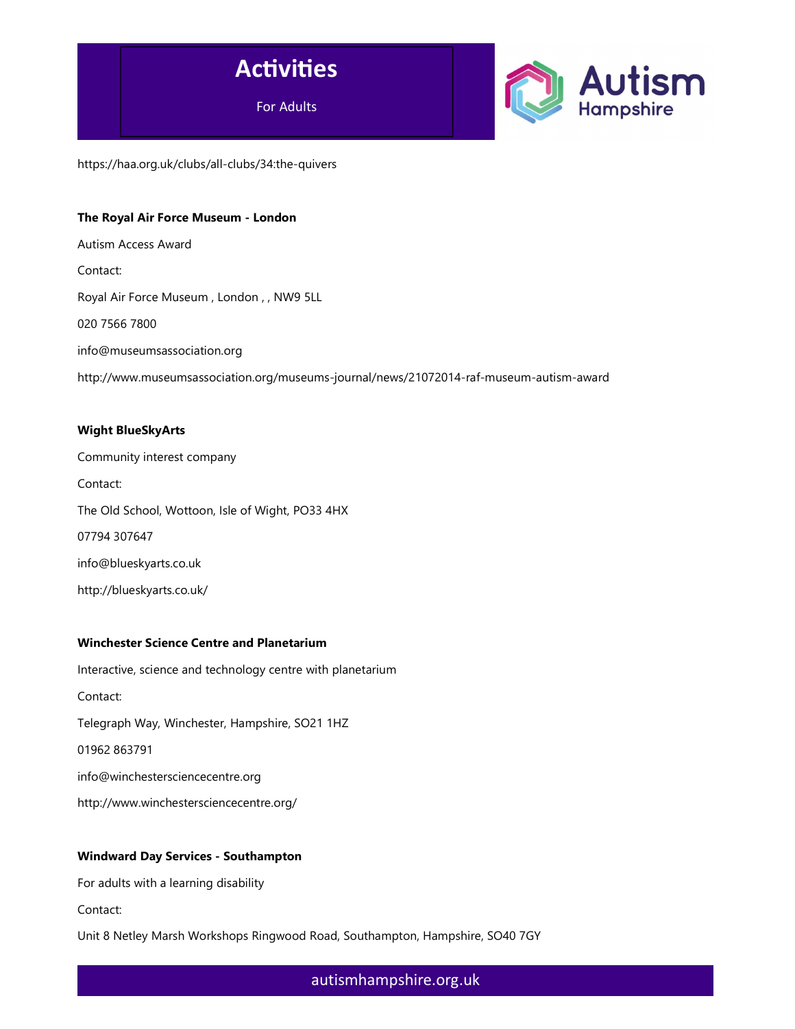https://haa.org.uk/clubs/all-clubs/34:the-quivers

**The Royal Air Force Museum - London**

Autism Access Award

Contact:

Royal Air Force Museum , London , , NW9 5LL

020 7566 7800

info@museumsassociation.org

http://www.museumsassociation.org/museums-journal/news/21072014-raf-museum-autism-award

**Wight BlueSkyArts**

Community interest company

Contact:

The Old School, Wottoon, Isle of Wight, PO33 4HX

07794 307647

info@blueskyarts.co.uk

http://blueskyarts.co.uk/

**Winchester Science Centre and Planetarium**

Interactive, science and technology centre with planetarium

Contact:

Telegraph Way, Winchester, Hampshire, SO21 1HZ

01962 863791

info@winchestersciencecentre.org

http://www.winchestersciencecentre.org/

**Windward Day Services - Southampton**

For adults with a learning disability

Contact:

Unit 8 Netley Marsh Workshops Ringwood Road, Southampton, Hampshire, SO40 7GY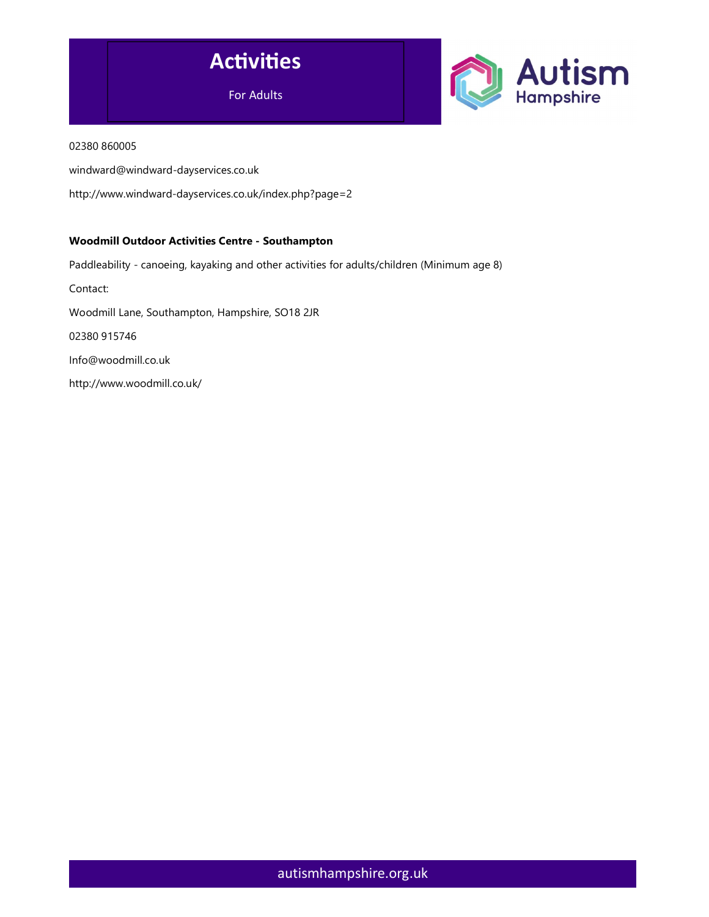02380 860005

windward@windward-dayservices.co.uk

http://www.windward-dayservices.co.uk/index.php?page=2

**Woodmill Outdoor Activities Centre - Southampton**

Paddleability - canoeing, kayaking and other activities for adults/children (Minimum age 8)

Contact:

Woodmill Lane, Southampton, Hampshire, SO18 2JR

02380 915746

Info@woodmill.co.uk

http://www.woodmill.co.uk/